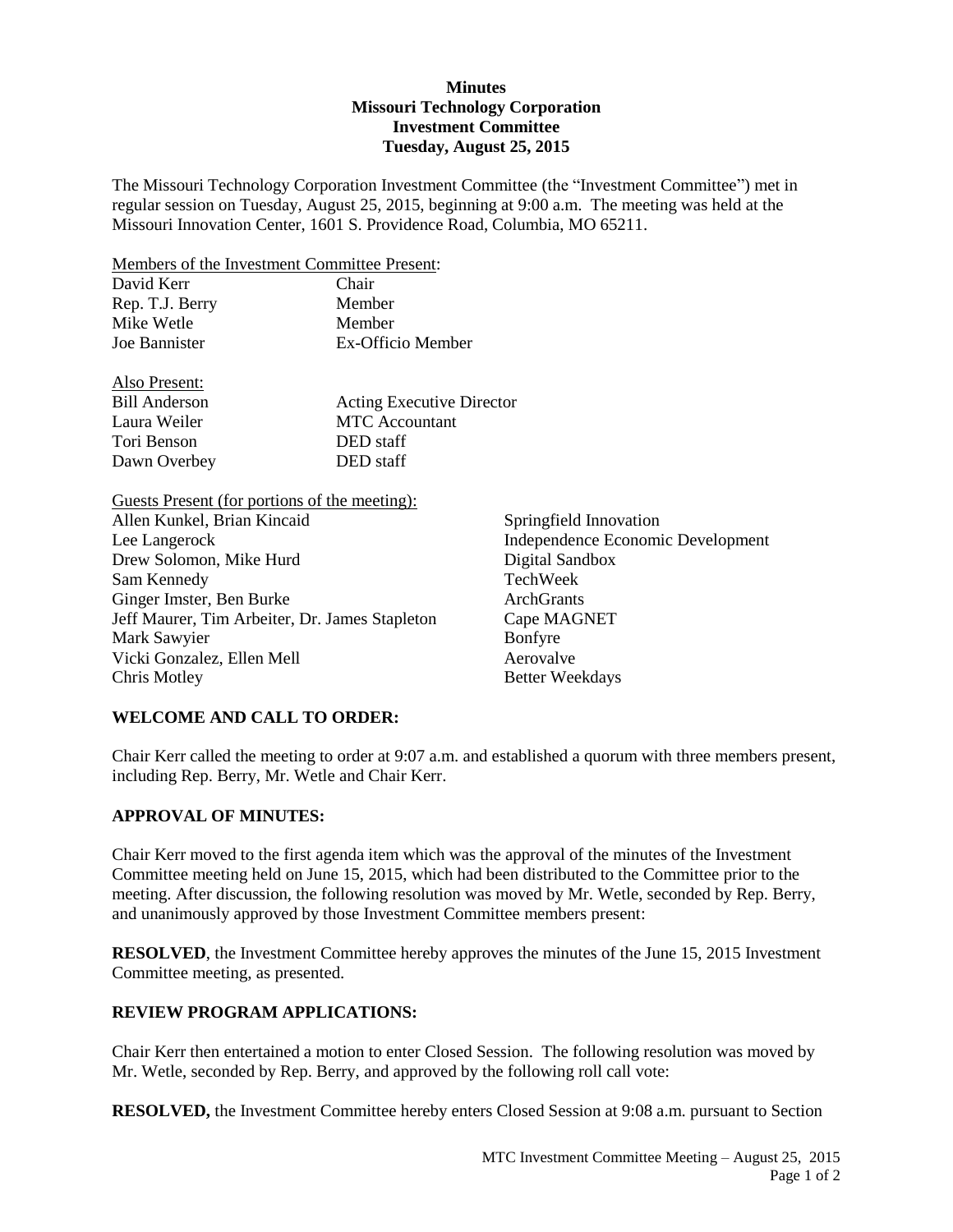**Minutes**
**Missouri Technology Corporation**
**Investment Committee**
**Tuesday, August 25, 2015**

The Missouri Technology Corporation Investment Committee (the "Investment Committee") met in regular session on Tuesday, August 25, 2015, beginning at 9:00 a.m. The meeting was held at the Missouri Innovation Center, 1601 S. Providence Road, Columbia, MO 65211.

Members of the Investment Committee Present:

| | |
|---|---|
| David Kerr | Chair |
| Rep. T.J. Berry | Member |
| Mike Wetle | Member |
| Joe Bannister | Ex-Officio Member |

Also Present:

| | |
|---|---|
| Bill Anderson | Acting Executive Director |
| Laura Weiler | MTC Accountant |
| Tori Benson | DED staff |
| Dawn Overbey | DED staff |

Guests Present (for portions of the meeting):

| | |
|---|---|
| Allen Kunkel, Brian Kincaid | Springfield Innovation |
| Lee Langerock | Independence Economic Development |
| Drew Solomon, Mike Hurd | Digital Sandbox |
| Sam Kennedy | TechWeek |
| Ginger Imster, Ben Burke | ArchGrants |
| Jeff Maurer, Tim Arbeiter, Dr. James Stapleton | Cape MAGNET |
| Mark Sawyier | Bonfyre |
| Vicki Gonzalez, Ellen Mell | Aerovalve |
| Chris Motley | Better Weekdays |

## WELCOME AND CALL TO ORDER:

Chair Kerr called the meeting to order at 9:07 a.m. and established a quorum with three members present, including Rep. Berry, Mr. Wetle and Chair Kerr.

## APPROVAL OF MINUTES:

Chair Kerr moved to the first agenda item which was the approval of the minutes of the Investment Committee meeting held on June 15, 2015, which had been distributed to the Committee prior to the meeting. After discussion, the following resolution was moved by Mr. Wetle, seconded by Rep. Berry, and unanimously approved by those Investment Committee members present:

**RESOLVED**, the Investment Committee hereby approves the minutes of the June 15, 2015 Investment Committee meeting, as presented.

## REVIEW PROGRAM APPLICATIONS:

Chair Kerr then entertained a motion to enter Closed Session. The following resolution was moved by Mr. Wetle, seconded by Rep. Berry, and approved by the following roll call vote:

**RESOLVED,** the Investment Committee hereby enters Closed Session at 9:08 a.m. pursuant to Section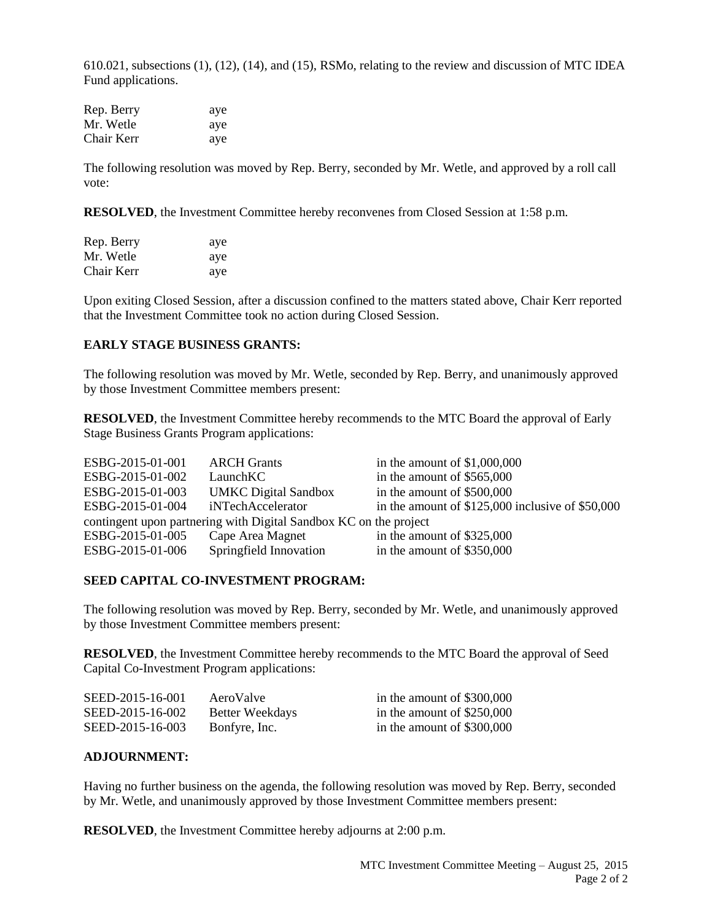610.021, subsections (1), (12), (14), and (15), RSMo, relating to the review and discussion of MTC IDEA Fund applications.

| | |
|---|---|
| Rep. Berry | aye |
| Mr. Wetle | aye |
| Chair Kerr | aye |

The following resolution was moved by Rep. Berry, seconded by Mr. Wetle, and approved by a roll call vote:

**RESOLVED**, the Investment Committee hereby reconvenes from Closed Session at 1:58 p.m.

| | |
|---|---|
| Rep. Berry | aye |
| Mr. Wetle | aye |
| Chair Kerr | aye |

Upon exiting Closed Session, after a discussion confined to the matters stated above, Chair Kerr reported that the Investment Committee took no action during Closed Session.

**EARLY STAGE BUSINESS GRANTS:**

The following resolution was moved by Mr. Wetle, seconded by Rep. Berry, and unanimously approved by those Investment Committee members present:

**RESOLVED**, the Investment Committee hereby recommends to the MTC Board the approval of Early Stage Business Grants Program applications:

| | | |
|---|---|---|
| ESBG-2015-01-001 | ARCH Grants | in the amount of $1,000,000 |
| ESBG-2015-01-002 | LaunchKC | in the amount of $565,000 |
| ESBG-2015-01-003 | UMKC Digital Sandbox | in the amount of $500,000 |
| ESBG-2015-01-004 | iNTechAccelerator | in the amount of $125,000 inclusive of $50,000 contingent upon partnering with Digital Sandbox KC on the project |
| ESBG-2015-01-005 | Cape Area Magnet | in the amount of $325,000 |
| ESBG-2015-01-006 | Springfield Innovation | in the amount of $350,000 |

**SEED CAPITAL CO-INVESTMENT PROGRAM:**

The following resolution was moved by Rep. Berry, seconded by Mr. Wetle, and unanimously approved by those Investment Committee members present:

**RESOLVED**, the Investment Committee hereby recommends to the MTC Board the approval of Seed Capital Co-Investment Program applications:

| | | |
|---|---|---|
| SEED-2015-16-001 | AeroValve | in the amount of $300,000 |
| SEED-2015-16-002 | Better Weekdays | in the amount of $250,000 |
| SEED-2015-16-003 | Bonfyre, Inc. | in the amount of $300,000 |

**ADJOURNMENT:**

Having no further business on the agenda, the following resolution was moved by Rep. Berry, seconded by Mr. Wetle, and unanimously approved by those Investment Committee members present:

**RESOLVED**, the Investment Committee hereby adjourns at 2:00 p.m.